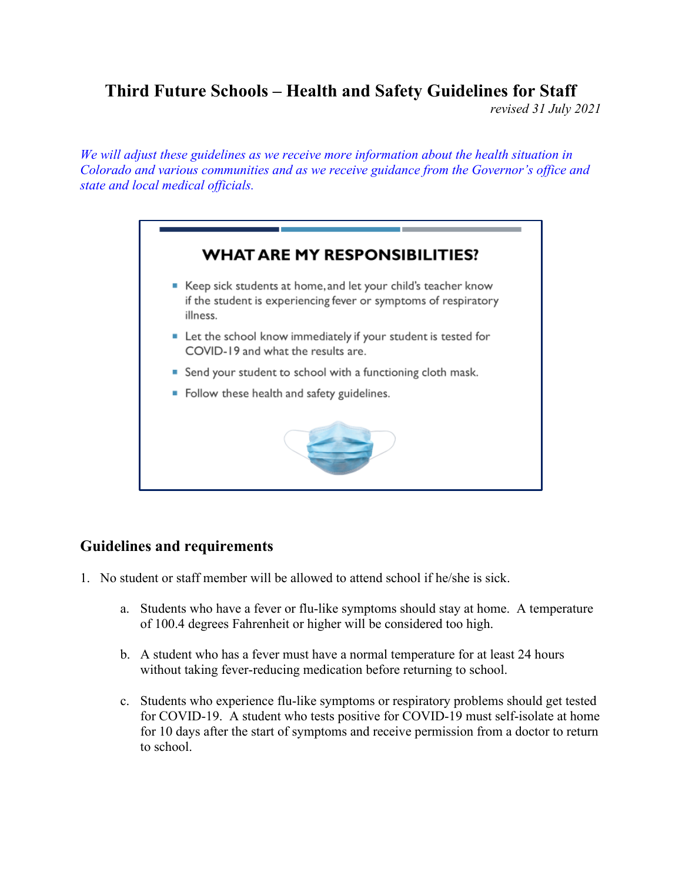# Third Future Schools – Health and Safety Guidelines for Staff

*revised 31 July 2021*

*We will adjust these guidelines as we receive more information about the health situation in Colorado and various communities and as we receive guidance from the Governor's office and state and local medical officials.*

**WHAT ARE MY RESPONSIBILITIES?**

- Keep sick students at home, and let your child's teacher know if the student is experiencing fever or symptoms of respiratory illness.
- Let the school know immediately if your student is tested for COVID-19 and what the results are.
- Send your student to school with a functioning cloth mask.
- Follow these health and safety guidelines.

## Guidelines and requirements

1. No student or staff member will be allowed to attend school if he/she is sick.

    a. Students who have a fever or flu-like symptoms should stay at home. A temperature of 100.4 degrees Fahrenheit or higher will be considered too high.

    b. A student who has a fever must have a normal temperature for at least 24 hours without taking fever-reducing medication before returning to school.

    c. Students who experience flu-like symptoms or respiratory problems should get tested for COVID-19. A student who tests positive for COVID-19 must self-isolate at home for 10 days after the start of symptoms and receive permission from a doctor to return to school.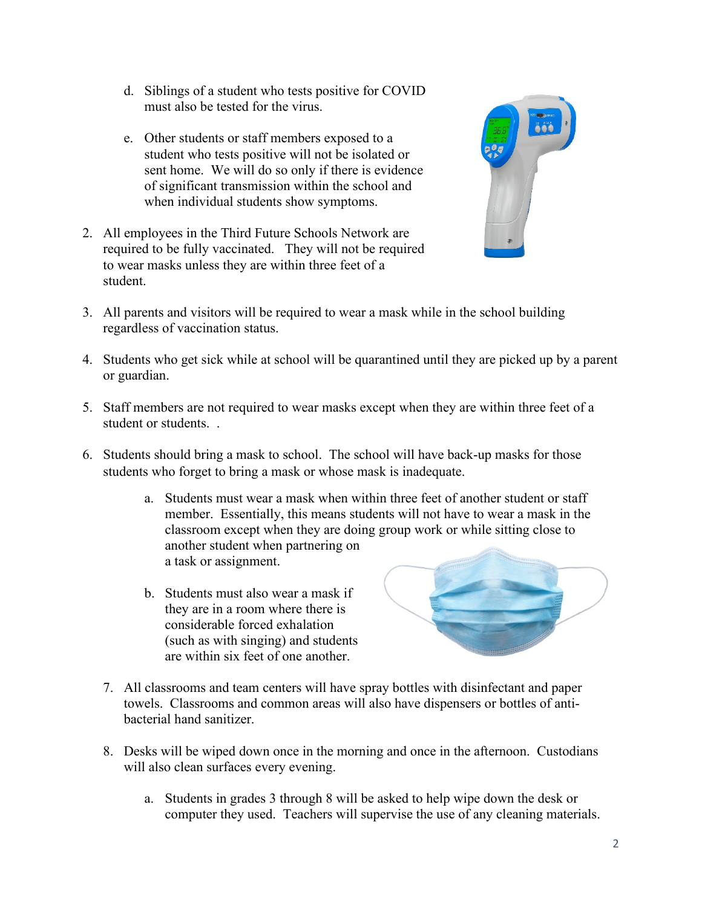d. Siblings of a student who tests positive for COVID must also be tested for the virus.

e. Other students or staff members exposed to a student who tests positive will not be isolated or sent home. We will do so only if there is evidence of significant transmission within the school and when individual students show symptoms.

2. All employees in the Third Future Schools Network are required to be fully vaccinated. They will not be required to wear masks unless they are within three feet of a student.

3. All parents and visitors will be required to wear a mask while in the school building regardless of vaccination status.

4. Students who get sick while at school will be quarantined until they are picked up by a parent or guardian.

5. Staff members are not required to wear masks except when they are within three feet of a student or students. .

6. Students should bring a mask to school. The school will have back-up masks for those students who forget to bring a mask or whose mask is inadequate.

   a. Students must wear a mask when within three feet of another student or staff member. Essentially, this means students will not have to wear a mask in the classroom except when they are doing group work or while sitting close to another student when partnering on a task or assignment.

   b. Students must also wear a mask if they are in a room where there is considerable forced exhalation (such as with singing) and students are within six feet of one another.

7. All classrooms and team centers will have spray bottles with disinfectant and paper towels. Classrooms and common areas will also have dispensers or bottles of anti-bacterial hand sanitizer.

8. Desks will be wiped down once in the morning and once in the afternoon. Custodians will also clean surfaces every evening.

   a. Students in grades 3 through 8 will be asked to help wipe down the desk or computer they used. Teachers will supervise the use of any cleaning materials.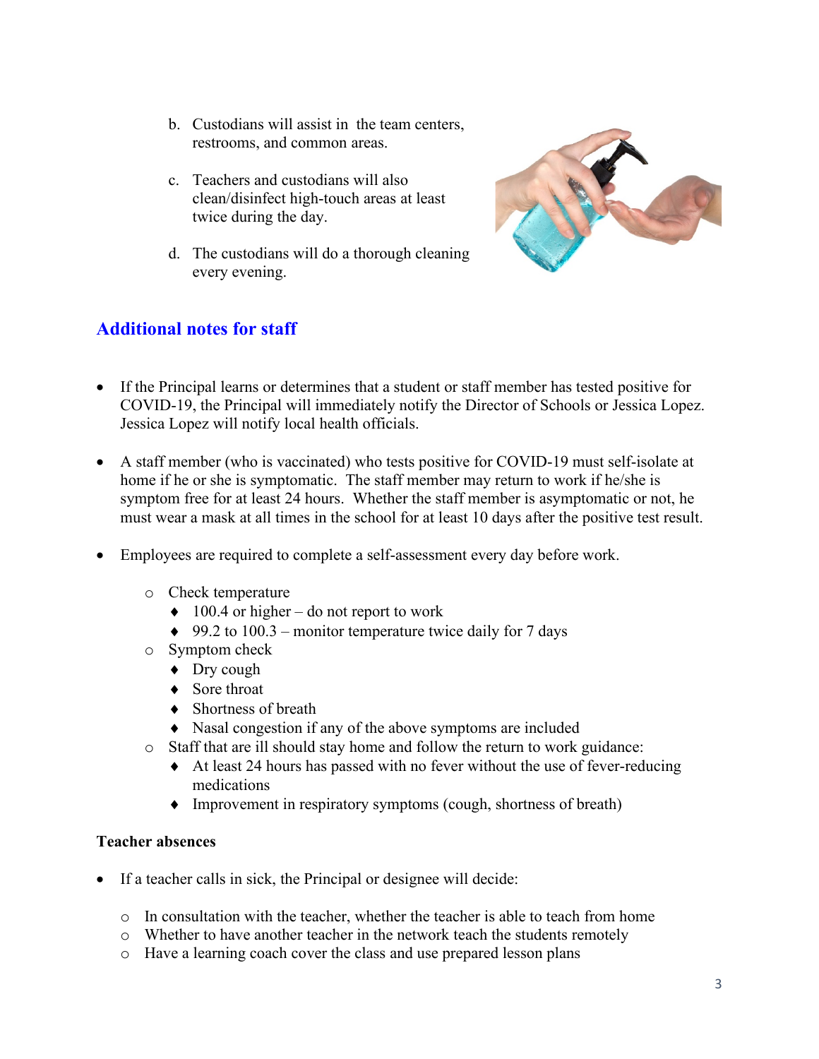b. Custodians will assist in the team centers, restrooms, and common areas.

c. Teachers and custodians will also clean/disinfect high-touch areas at least twice during the day.

d. The custodians will do a thorough cleaning every evening.

## Additional notes for staff

- If the Principal learns or determines that a student or staff member has tested positive for COVID-19, the Principal will immediately notify the Director of Schools or Jessica Lopez. Jessica Lopez will notify local health officials.

- A staff member (who is vaccinated) who tests positive for COVID-19 must self-isolate at home if he or she is symptomatic. The staff member may return to work if he/she is symptom free for at least 24 hours. Whether the staff member is asymptomatic or not, he must wear a mask at all times in the school for at least 10 days after the positive test result.

- Employees are required to complete a self-assessment every day before work.
  - Check temperature
    - 100.4 or higher – do not report to work
    - 99.2 to 100.3 – monitor temperature twice daily for 7 days
  - Symptom check
    - Dry cough
    - Sore throat
    - Shortness of breath
    - Nasal congestion if any of the above symptoms are included
  - Staff that are ill should stay home and follow the return to work guidance:
    - At least 24 hours has passed with no fever without the use of fever-reducing medications
    - Improvement in respiratory symptoms (cough, shortness of breath)

**Teacher absences**

- If a teacher calls in sick, the Principal or designee will decide:
  - In consultation with the teacher, whether the teacher is able to teach from home
  - Whether to have another teacher in the network teach the students remotely
  - Have a learning coach cover the class and use prepared lesson plans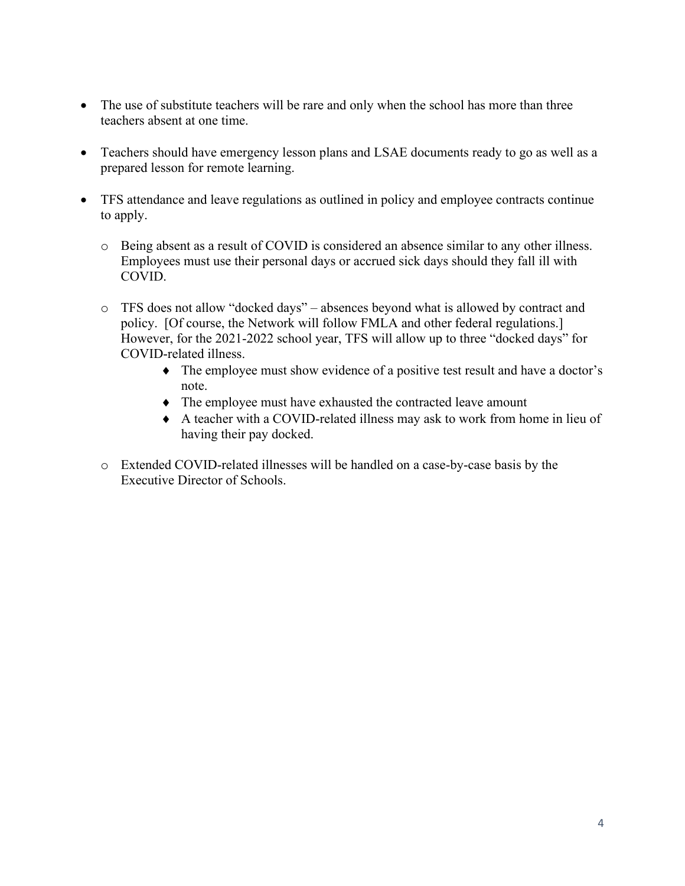- The use of substitute teachers will be rare and only when the school has more than three teachers absent at one time.

- Teachers should have emergency lesson plans and LSAE documents ready to go as well as a prepared lesson for remote learning.

- TFS attendance and leave regulations as outlined in policy and employee contracts continue to apply.

  - Being absent as a result of COVID is considered an absence similar to any other illness. Employees must use their personal days or accrued sick days should they fall ill with COVID.

  - TFS does not allow "docked days" – absences beyond what is allowed by contract and policy. [Of course, the Network will follow FMLA and other federal regulations.] However, for the 2021-2022 school year, TFS will allow up to three "docked days" for COVID-related illness.
    - The employee must show evidence of a positive test result and have a doctor's note.
    - The employee must have exhausted the contracted leave amount
    - A teacher with a COVID-related illness may ask to work from home in lieu of having their pay docked.

  - Extended COVID-related illnesses will be handled on a case-by-case basis by the Executive Director of Schools.